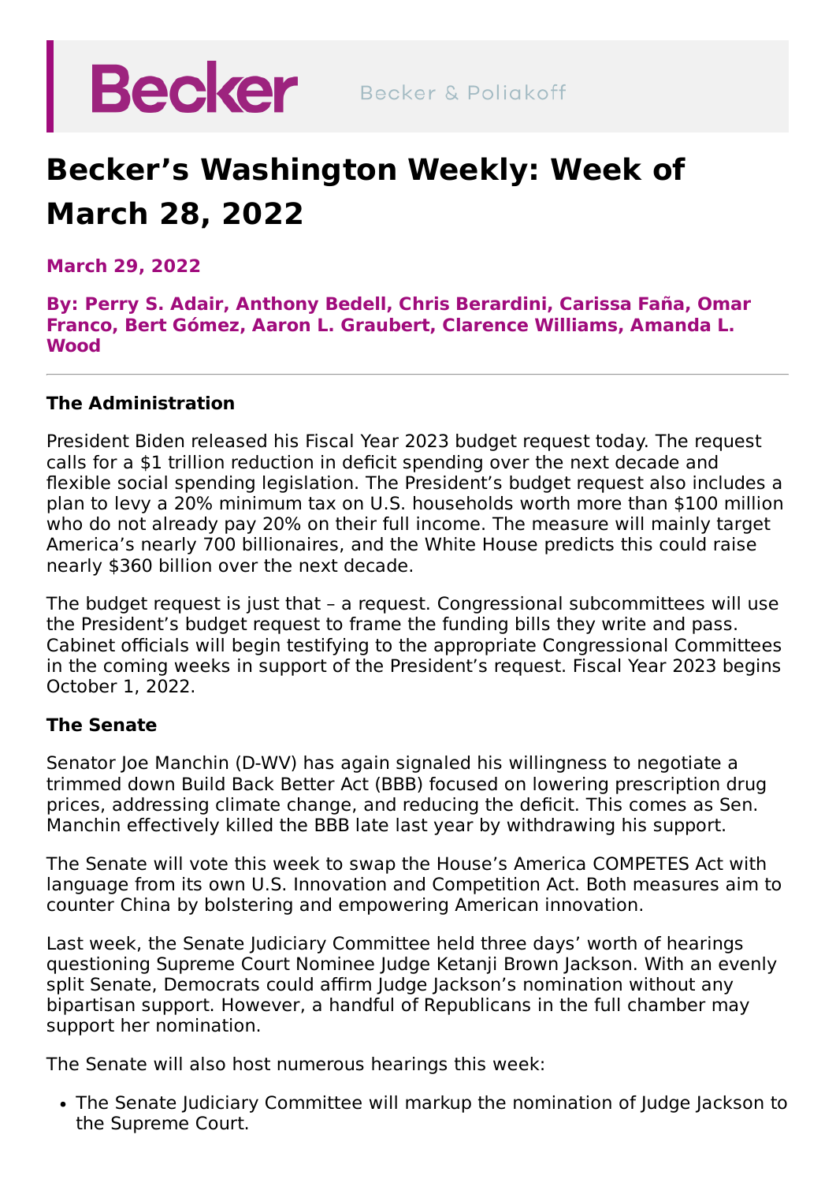Becker | Becker & Poliakoff

# Becker's Washington Weekly: Week of March 28, 2022

**March 29, 2022**

**By: Perry S. Adair, Anthony Bedell, Chris Berardini, Carissa Faña, Omar Franco, Bert Gómez, Aaron L. Graubert, Clarence Williams, Amanda L. Wood**

---

### The Administration

President Biden released his Fiscal Year 2023 budget request today. The request calls for a $1 trillion reduction in deficit spending over the next decade and flexible social spending legislation. The President's budget request also includes a plan to levy a 20% minimum tax on U.S. households worth more than $100 million who do not already pay 20% on their full income. The measure will mainly target America's nearly 700 billionaires, and the White House predicts this could raise nearly $360 billion over the next decade.

The budget request is just that – a request. Congressional subcommittees will use the President's budget request to frame the funding bills they write and pass. Cabinet officials will begin testifying to the appropriate Congressional Committees in the coming weeks in support of the President's request. Fiscal Year 2023 begins October 1, 2022.

### The Senate

Senator Joe Manchin (D-WV) has again signaled his willingness to negotiate a trimmed down Build Back Better Act (BBB) focused on lowering prescription drug prices, addressing climate change, and reducing the deficit. This comes as Sen. Manchin effectively killed the BBB late last year by withdrawing his support.

The Senate will vote this week to swap the House's America COMPETES Act with language from its own U.S. Innovation and Competition Act. Both measures aim to counter China by bolstering and empowering American innovation.

Last week, the Senate Judiciary Committee held three days' worth of hearings questioning Supreme Court Nominee Judge Ketanji Brown Jackson. With an evenly split Senate, Democrats could affirm Judge Jackson's nomination without any bipartisan support. However, a handful of Republicans in the full chamber may support her nomination.

The Senate will also host numerous hearings this week:

- The Senate Judiciary Committee will markup the nomination of Judge Jackson to the Supreme Court.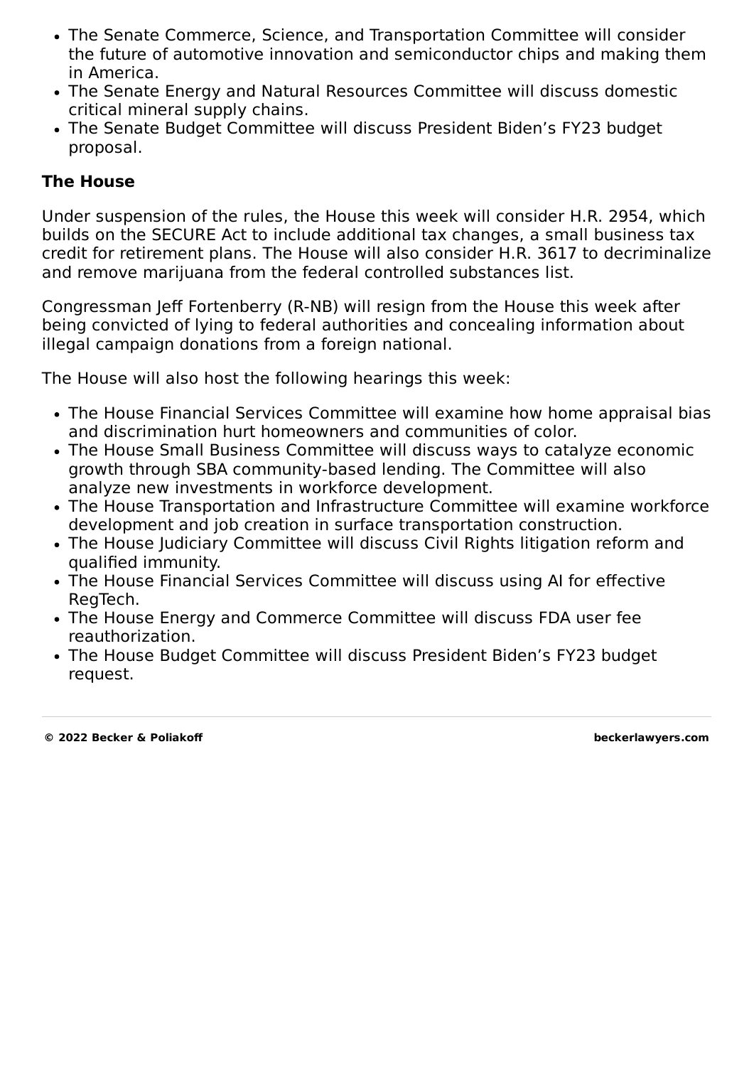- The Senate Commerce, Science, and Transportation Committee will consider the future of automotive innovation and semiconductor chips and making them in America.
- The Senate Energy and Natural Resources Committee will discuss domestic critical mineral supply chains.
- The Senate Budget Committee will discuss President Biden's FY23 budget proposal.

**The House**

Under suspension of the rules, the House this week will consider H.R. 2954, which builds on the SECURE Act to include additional tax changes, a small business tax credit for retirement plans. The House will also consider H.R. 3617 to decriminalize and remove marijuana from the federal controlled substances list.

Congressman Jeff Fortenberry (R-NB) will resign from the House this week after being convicted of lying to federal authorities and concealing information about illegal campaign donations from a foreign national.

The House will also host the following hearings this week:

- The House Financial Services Committee will examine how home appraisal bias and discrimination hurt homeowners and communities of color.
- The House Small Business Committee will discuss ways to catalyze economic growth through SBA community-based lending. The Committee will also analyze new investments in workforce development.
- The House Transportation and Infrastructure Committee will examine workforce development and job creation in surface transportation construction.
- The House Judiciary Committee will discuss Civil Rights litigation reform and qualified immunity.
- The House Financial Services Committee will discuss using AI for effective RegTech.
- The House Energy and Commerce Committee will discuss FDA user fee reauthorization.
- The House Budget Committee will discuss President Biden's FY23 budget request.